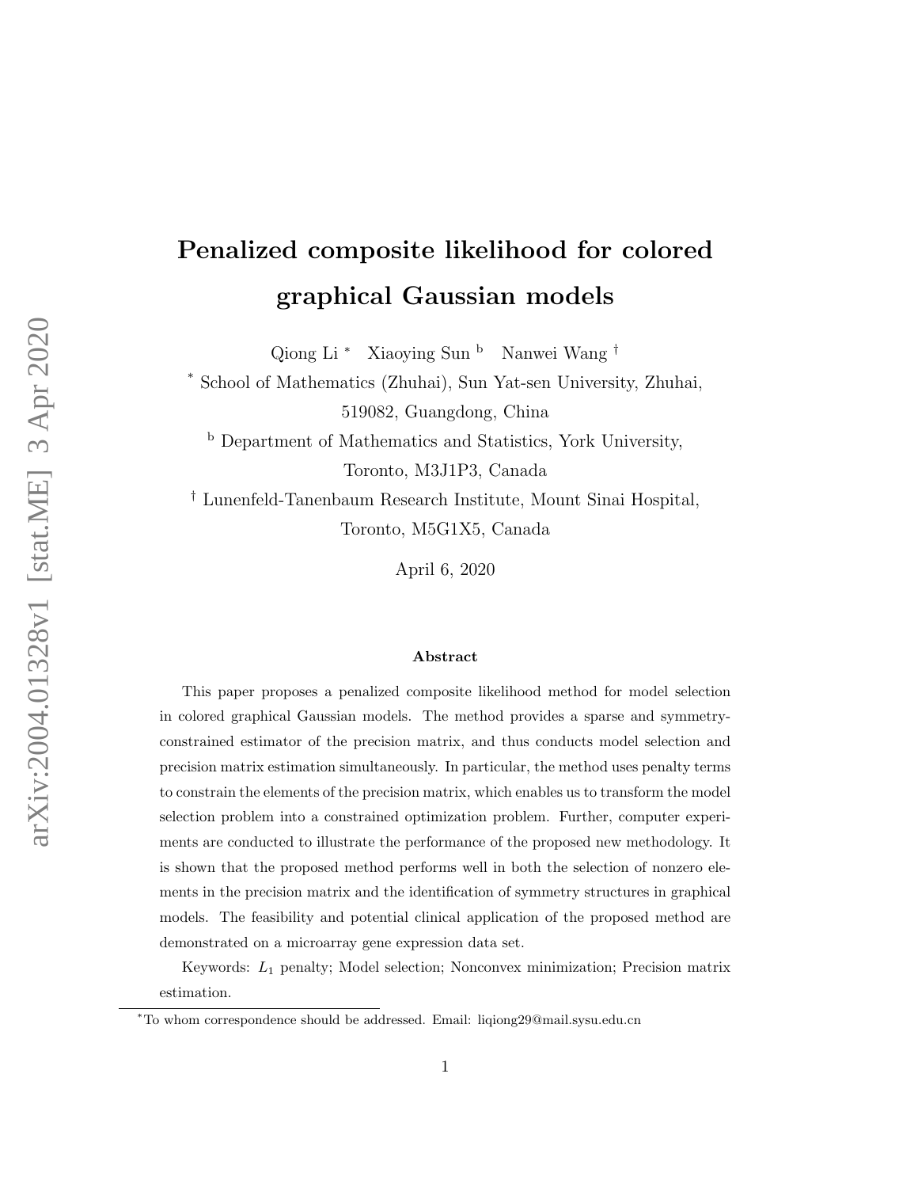# Penalized composite likelihood for colored graphical Gaussian models

Qiong Li [*] Xiaoying Sun [b] Nanwei Wang [†]

[*] School of Mathematics (Zhuhai), Sun Yat-sen University, Zhuhai, 519082, Guangdong, China

[b] Department of Mathematics and Statistics, York University, Toronto, M3J1P3, Canada

[†] Lunenfeld-Tanenbaum Research Institute, Mount Sinai Hospital, Toronto, M5G1X5, Canada

April 6, 2020

### Abstract

This paper proposes a penalized composite likelihood method for model selection in colored graphical Gaussian models. The method provides a sparse and symmetry-constrained estimator of the precision matrix, and thus conducts model selection and precision matrix estimation simultaneously. In particular, the method uses penalty terms to constrain the elements of the precision matrix, which enables us to transform the model selection problem into a constrained optimization problem. Further, computer experiments are conducted to illustrate the performance of the proposed new methodology. It is shown that the proposed method performs well in both the selection of nonzero elements in the precision matrix and the identification of symmetry structures in graphical models. The feasibility and potential clinical application of the proposed method are demonstrated on a microarray gene expression data set.

Keywords: $L_1$ penalty; Model selection; Nonconvex minimization; Precision matrix estimation.

[*] To whom correspondence should be addressed. Email: liqiong29@mail.sysu.edu.cn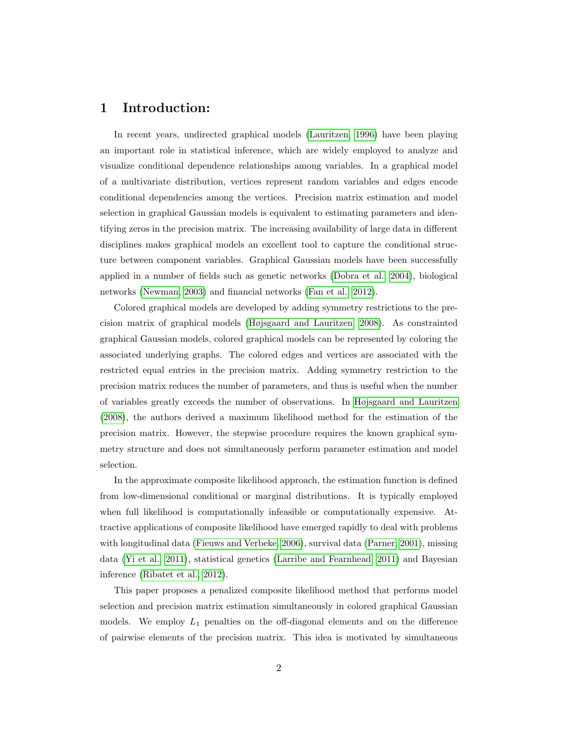# 1 Introduction:

In recent years, undirected graphical models (Lauritzen, 1996) have been playing an important role in statistical inference, which are widely employed to analyze and visualize conditional dependence relationships among variables. In a graphical model of a multivariate distribution, vertices represent random variables and edges encode conditional dependencies among the vertices. Precision matrix estimation and model selection in graphical Gaussian models is equivalent to estimating parameters and identifying zeros in the precision matrix. The increasing availability of large data in different disciplines makes graphical models an excellent tool to capture the conditional structure between component variables. Graphical Gaussian models have been successfully applied in a number of fields such as genetic networks (Dobra et al., 2004), biological networks (Newman, 2003) and financial networks (Fan et al., 2012).

Colored graphical models are developed by adding symmetry restrictions to the precision matrix of graphical models (Højsgaard and Lauritzen, 2008). As constrainted graphical Gaussian models, colored graphical models can be represented by coloring the associated underlying graphs. The colored edges and vertices are associated with the restricted equal entries in the precision matrix. Adding symmetry restriction to the precision matrix reduces the number of parameters, and thus is useful when the number of variables greatly exceeds the number of observations. In Højsgaard and Lauritzen (2008), the authors derived a maximum likelihood method for the estimation of the precision matrix. However, the stepwise procedure requires the known graphical symmetry structure and does not simultaneously perform parameter estimation and model selection.

In the approximate composite likelihood approach, the estimation function is defined from low-dimensional conditional or marginal distributions. It is typically employed when full likelihood is computationally infeasible or computationally expensive. Attractive applications of composite likelihood have emerged rapidly to deal with problems with longitudinal data (Fieuws and Verbeke, 2006), survival data (Parner, 2001), missing data (Yi et al., 2011), statistical genetics (Larribe and Fearnhead, 2011) and Bayesian inference (Ribatet et al., 2012).

This paper proposes a penalized composite likelihood method that performs model selection and precision matrix estimation simultaneously in colored graphical Gaussian models. We employ $L_1$ penalties on the off-diagonal elements and on the difference of pairwise elements of the precision matrix. This idea is motivated by simultaneous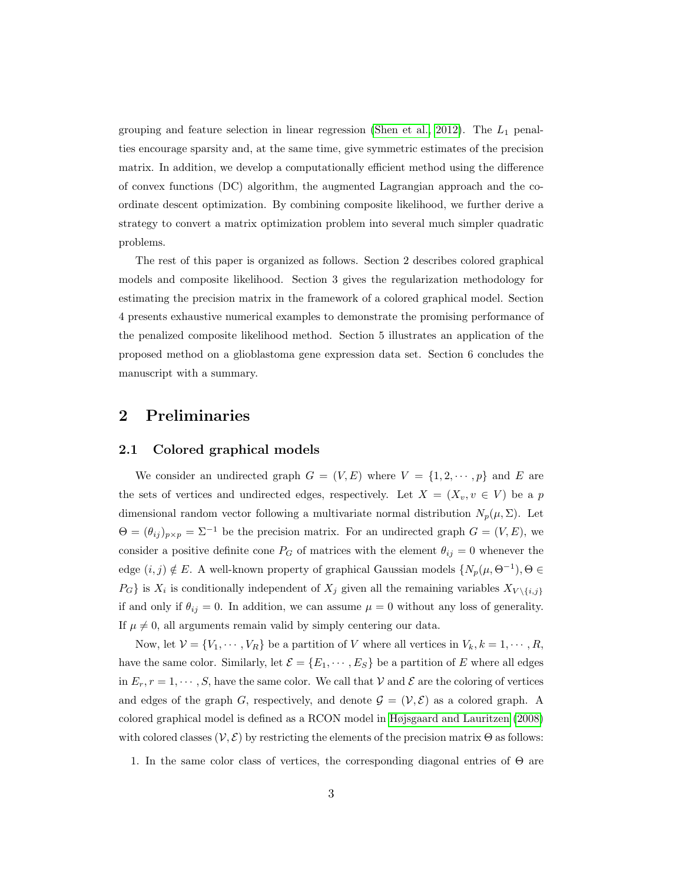grouping and feature selection in linear regression (Shen et al., 2012). The $L_1$ penalties encourage sparsity and, at the same time, give symmetric estimates of the precision matrix. In addition, we develop a computationally efficient method using the difference of convex functions (DC) algorithm, the augmented Lagrangian approach and the coordinate descent optimization. By combining composite likelihood, we further derive a strategy to convert a matrix optimization problem into several much simpler quadratic problems.

The rest of this paper is organized as follows. Section 2 describes colored graphical models and composite likelihood. Section 3 gives the regularization methodology for estimating the precision matrix in the framework of a colored graphical model. Section 4 presents exhaustive numerical examples to demonstrate the promising performance of the penalized composite likelihood method. Section 5 illustrates an application of the proposed method on a glioblastoma gene expression data set. Section 6 concludes the manuscript with a summary.

# 2 Preliminaries

## 2.1 Colored graphical models

We consider an undirected graph $G = (V, E)$ where $V = \{1, 2, \cdots, p\}$ and $E$ are the sets of vertices and undirected edges, respectively. Let $X = (X_v, v \in V)$ be a $p$ dimensional random vector following a multivariate normal distribution $N_p(\mu, \Sigma)$. Let $\Theta = (\theta_{ij})_{p\times p} = \Sigma^{-1}$ be the precision matrix. For an undirected graph $G = (V, E)$, we consider a positive definite cone $P_G$ of matrices with the element $\theta_{ij} = 0$ whenever the edge $(i, j) \notin E$. A well-known property of graphical Gaussian models $\{N_p(\mu, \Theta^{-1}), \Theta \in P_G\}$ is $X_i$ is conditionally independent of $X_j$ given all the remaining variables $X_{V\setminus\{i,j\}}$ if and only if $\theta_{ij} = 0$. In addition, we can assume $\mu = 0$ without any loss of generality. If $\mu \neq 0$, all arguments remain valid by simply centering our data.

Now, let $\mathcal{V} = \{V_1, \cdots, V_R\}$ be a partition of $V$ where all vertices in $V_k, k = 1, \cdots, R$, have the same color. Similarly, let $\mathcal{E} = \{E_1, \cdots, E_S\}$ be a partition of $E$ where all edges in $E_r, r = 1, \cdots, S$, have the same color. We call that $\mathcal{V}$ and $\mathcal{E}$ are the coloring of vertices and edges of the graph $G$, respectively, and denote $\mathcal{G} = (\mathcal{V}, \mathcal{E})$ as a colored graph. A colored graphical model is defined as a RCON model in Højsgaard and Lauritzen (2008) with colored classes $(\mathcal{V}, \mathcal{E})$ by restricting the elements of the precision matrix $\Theta$ as follows:

1. In the same color class of vertices, the corresponding diagonal entries of $\Theta$ are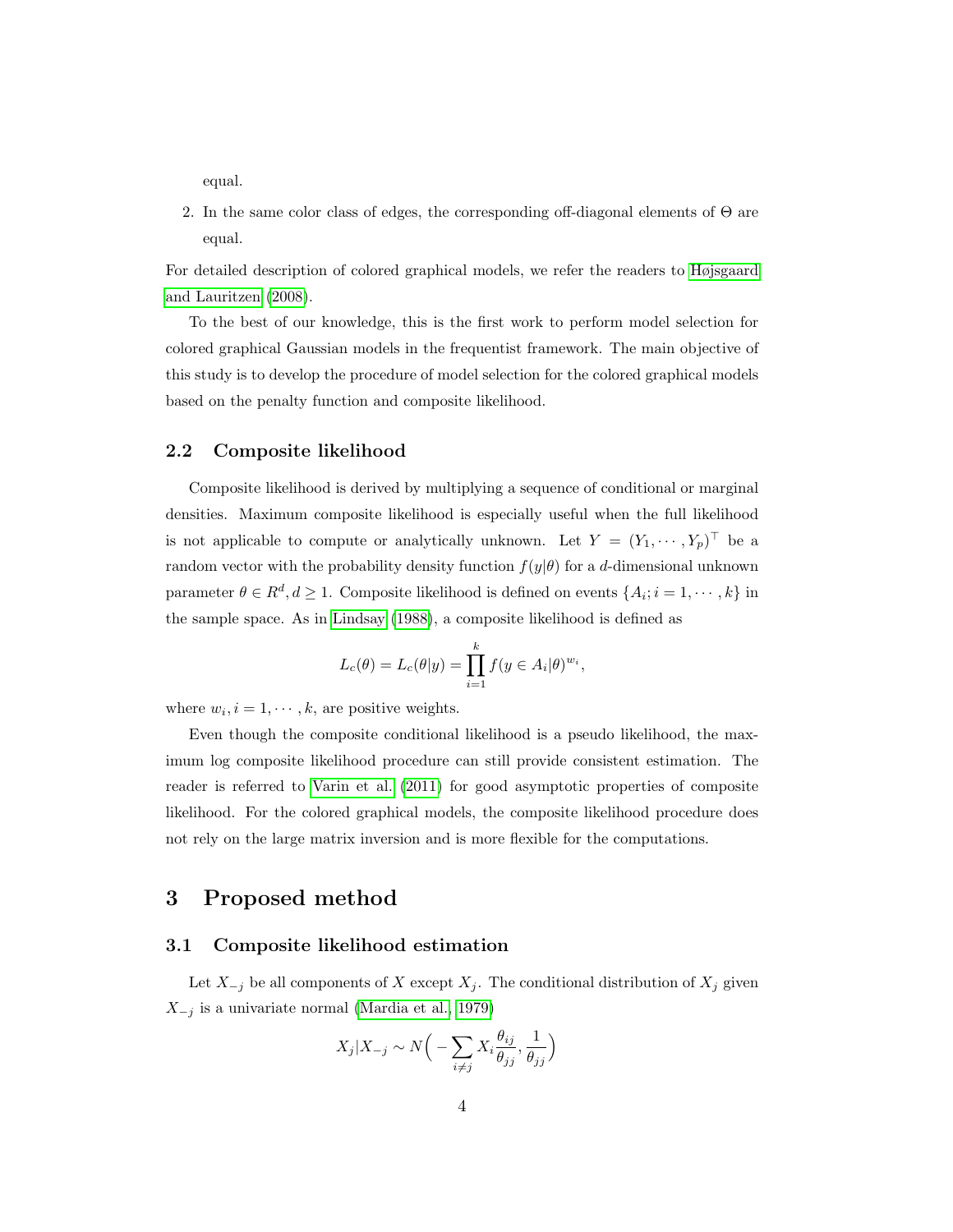equal.

2. In the same color class of edges, the corresponding off-diagonal elements of $\Theta$ are equal.

For detailed description of colored graphical models, we refer the readers to Højsgaard and Lauritzen (2008).

To the best of our knowledge, this is the first work to perform model selection for colored graphical Gaussian models in the frequentist framework. The main objective of this study is to develop the procedure of model selection for the colored graphical models based on the penalty function and composite likelihood.

### 2.2 Composite likelihood

Composite likelihood is derived by multiplying a sequence of conditional or marginal densities. Maximum composite likelihood is especially useful when the full likelihood is not applicable to compute or analytically unknown. Let $Y = (Y_1, \cdots, Y_p)^\top$ be a random vector with the probability density function $f(y|\theta)$ for a $d$-dimensional unknown parameter $\theta \in R^d, d \geq 1$. Composite likelihood is defined on events $\{A_i; i = 1, \cdots, k\}$ in the sample space. As in Lindsay (1988), a composite likelihood is defined as

$$L_c(\theta) = L_c(\theta|y) = \prod_{i=1}^{k} f(y \in A_i|\theta)^{w_i},$$

where $w_i, i = 1, \cdots, k$, are positive weights.

Even though the composite conditional likelihood is a pseudo likelihood, the maximum log composite likelihood procedure can still provide consistent estimation. The reader is referred to Varin et al. (2011) for good asymptotic properties of composite likelihood. For the colored graphical models, the composite likelihood procedure does not rely on the large matrix inversion and is more flexible for the computations.

## 3 Proposed method

### 3.1 Composite likelihood estimation

Let $X_{-j}$ be all components of $X$ except $X_j$. The conditional distribution of $X_j$ given $X_{-j}$ is a univariate normal (Mardia et al., 1979)

$$X_j|X_{-j} \sim N\Big(-\sum_{i\neq j} X_i \frac{\theta_{ij}}{\theta_{jj}}, \frac{1}{\theta_{jj}}\Big)$$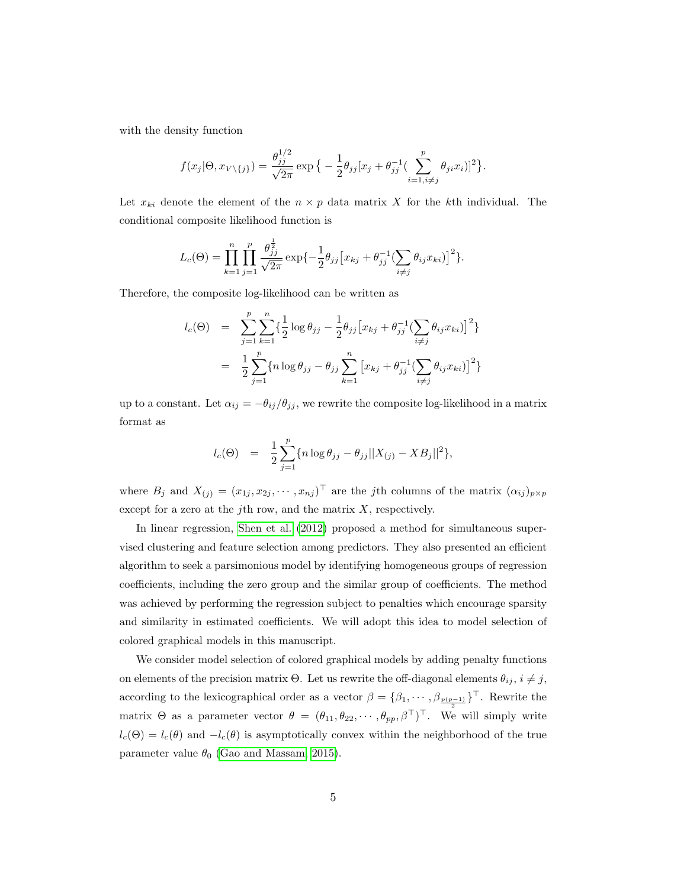with the density function

$$f(x_j|\Theta, x_{V\setminus\{j\}}) = \frac{\theta_{jj}^{1/2}}{\sqrt{2\pi}} \exp\big\{-\frac{1}{2}\theta_{jj}[x_j + \theta_{jj}^{-1}(\sum_{i=1, i\neq j}^{p} \theta_{ji} x_i)]^2\big\}.$$

Let $x_{ki}$ denote the element of the $n \times p$ data matrix $X$ for the $k$th individual. The conditional composite likelihood function is

$$L_c(\Theta) = \prod_{k=1}^{n}\prod_{j=1}^{p} \frac{\theta_{jj}^{\frac{1}{2}}}{\sqrt{2\pi}} \exp\{-\frac{1}{2}\theta_{jj}\big[x_{kj} + \theta_{jj}^{-1}(\sum_{i\neq j}\theta_{ij}x_{ki})\big]^2\}.$$

Therefore, the composite log-likelihood can be written as

$$\begin{aligned} l_c(\Theta) &= \sum_{j=1}^{p}\sum_{k=1}^{n}\{\frac{1}{2}\log\theta_{jj} - \frac{1}{2}\theta_{jj}\big[x_{kj} + \theta_{jj}^{-1}(\sum_{i\neq j}\theta_{ij}x_{ki})\big]^2\} \\ &= \frac{1}{2}\sum_{j=1}^{p}\{n\log\theta_{jj} - \theta_{jj}\sum_{k=1}^{n}\big[x_{kj} + \theta_{jj}^{-1}(\sum_{i\neq j}\theta_{ij}x_{ki})\big]^2\} \end{aligned}$$

up to a constant. Let $\alpha_{ij} = -\theta_{ij}/\theta_{jj}$, we rewrite the composite log-likelihood in a matrix format as

$$l_c(\Theta) = \frac{1}{2}\sum_{j=1}^{p}\{n\log\theta_{jj} - \theta_{jj}||X_{(j)} - XB_j||^2\},$$

where $B_j$ and $X_{(j)} = (x_{1j}, x_{2j}, \cdots, x_{nj})^\top$ are the $j$th columns of the matrix $(\alpha_{ij})_{p\times p}$ except for a zero at the $j$th row, and the matrix $X$, respectively.

In linear regression, Shen et al. (2012) proposed a method for simultaneous supervised clustering and feature selection among predictors. They also presented an efficient algorithm to seek a parsimonious model by identifying homogeneous groups of regression coefficients, including the zero group and the similar group of coefficients. The method was achieved by performing the regression subject to penalties which encourage sparsity and similarity in estimated coefficients. We will adopt this idea to model selection of colored graphical models in this manuscript.

We consider model selection of colored graphical models by adding penalty functions on elements of the precision matrix $\Theta$. Let us rewrite the off-diagonal elements $\theta_{ij}$, $i \neq j$, according to the lexicographical order as a vector $\beta = \{\beta_1, \cdots, \beta_{\frac{p(p-1)}{2}}\}^\top$. Rewrite the matrix $\Theta$ as a parameter vector $\theta = (\theta_{11}, \theta_{22}, \cdots, \theta_{pp}, \beta^\top)^\top$. We will simply write $l_c(\Theta) = l_c(\theta)$ and $-l_c(\theta)$ is asymptotically convex within the neighborhood of the true parameter value $\theta_0$ (Gao and Massam, 2015).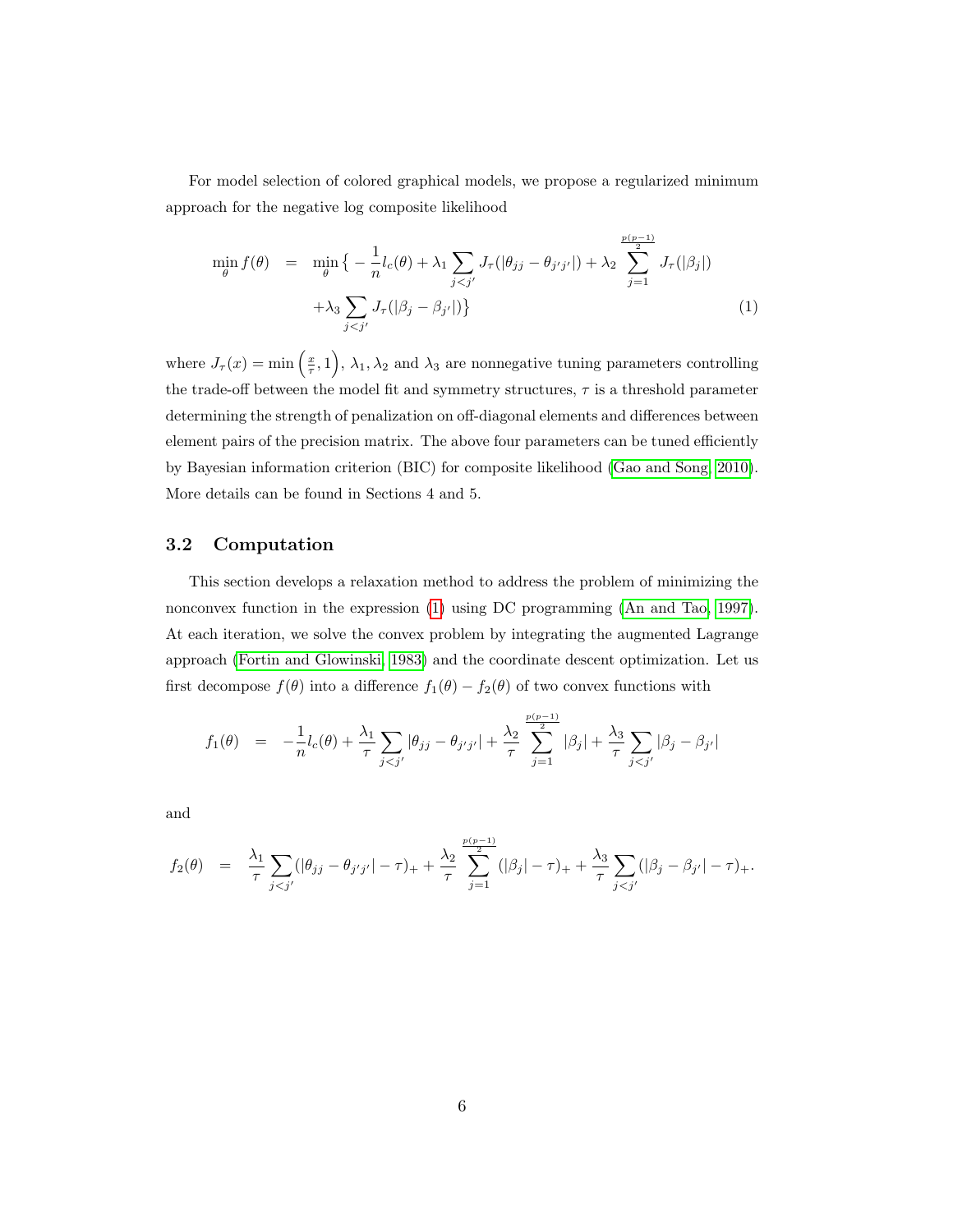For model selection of colored graphical models, we propose a regularized minimum approach for the negative log composite likelihood

$$
\begin{aligned}
\min_{\theta} f(\theta) &= \min_{\theta} \Big\{ -\frac{1}{n} l_c(\theta) + \lambda_1 \sum_{j<j'} J_\tau(|\theta_{jj} - \theta_{j'j'}|) + \lambda_2 \sum_{j=1}^{\frac{p(p-1)}{2}} J_\tau(|\beta_j|) \\
&\quad + \lambda_3 \sum_{j<j'} J_\tau(|\beta_j - \beta_{j'}|) \Big\} \qquad (1)
\end{aligned}
$$

where $J_\tau(x) = \min\left(\frac{x}{\tau}, 1\right)$, $\lambda_1, \lambda_2$ and $\lambda_3$ are nonnegative tuning parameters controlling the trade-off between the model fit and symmetry structures, $\tau$ is a threshold parameter determining the strength of penalization on off-diagonal elements and differences between element pairs of the precision matrix. The above four parameters can be tuned efficiently by Bayesian information criterion (BIC) for composite likelihood (Gao and Song, 2010). More details can be found in Sections 4 and 5.

### 3.2 Computation

This section develops a relaxation method to address the problem of minimizing the nonconvex function in the expression (1) using DC programming (An and Tao, 1997). At each iteration, we solve the convex problem by integrating the augmented Lagrange approach (Fortin and Glowinski, 1983) and the coordinate descent optimization. Let us first decompose $f(\theta)$ into a difference $f_1(\theta) - f_2(\theta)$ of two convex functions with

$$
f_1(\theta) = -\frac{1}{n} l_c(\theta) + \frac{\lambda_1}{\tau} \sum_{j<j'} |\theta_{jj} - \theta_{j'j'}| + \frac{\lambda_2}{\tau} \sum_{j=1}^{\frac{p(p-1)}{2}} |\beta_j| + \frac{\lambda_3}{\tau} \sum_{j<j'} |\beta_j - \beta_{j'}|
$$

and

$$
f_2(\theta) = \frac{\lambda_1}{\tau} \sum_{j<j'} (|\theta_{jj} - \theta_{j'j'}| - \tau)_+ + \frac{\lambda_2}{\tau} \sum_{j=1}^{\frac{p(p-1)}{2}} (|\beta_j| - \tau)_+ + \frac{\lambda_3}{\tau} \sum_{j<j'} (|\beta_j - \beta_{j'}| - \tau)_+.
$$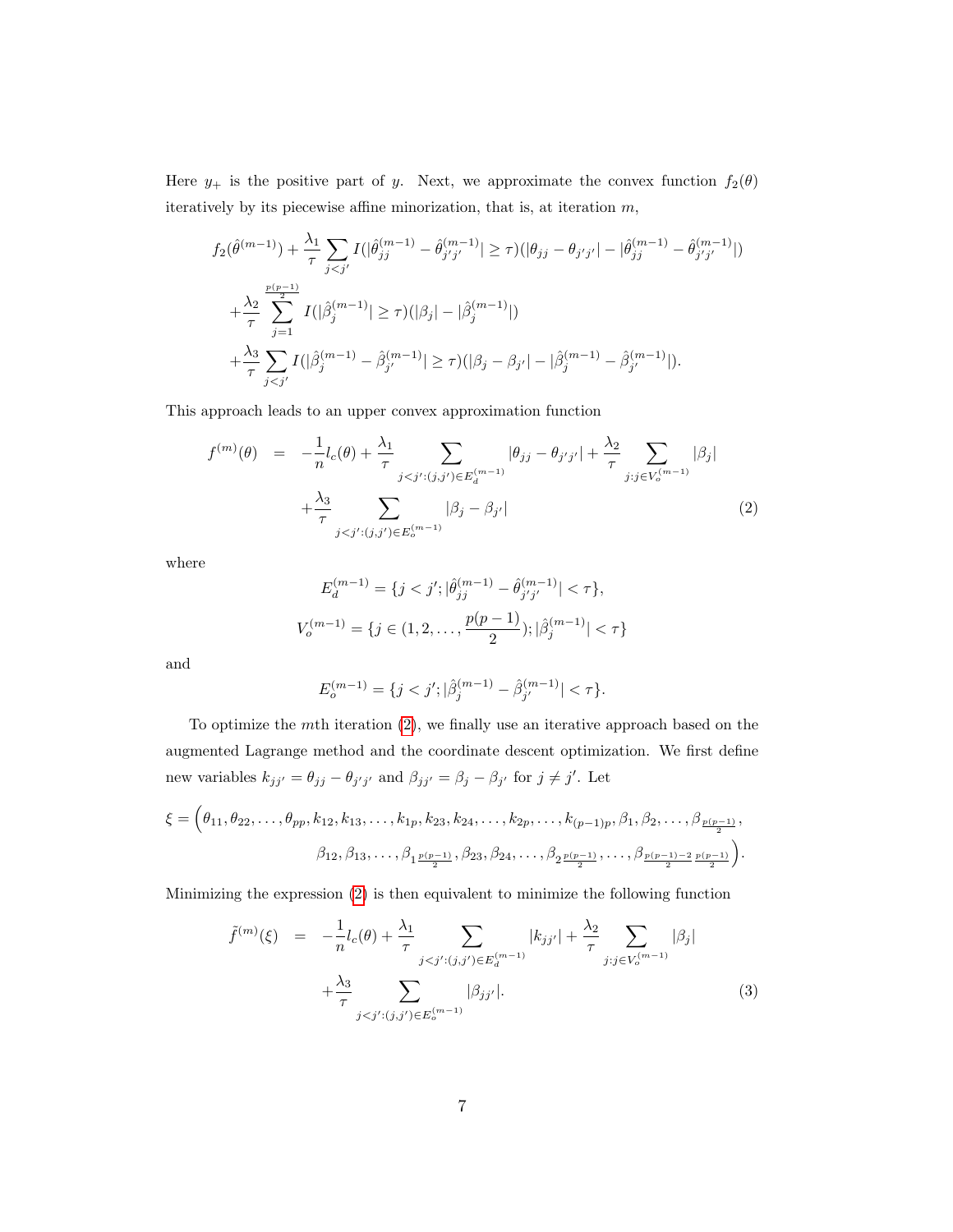Here $y_+$ is the positive part of $y$. Next, we approximate the convex function $f_2(\theta)$ iteratively by its piecewise affine minorization, that is, at iteration $m$,

$$
\begin{aligned}
& f_2(\hat{\theta}^{(m-1)}) + \frac{\lambda_1}{\tau} \sum_{j<j'} I(|\hat{\theta}_{jj}^{(m-1)} - \hat{\theta}_{j'j'}^{(m-1)}| \geq \tau)(|\theta_{jj} - \theta_{j'j'}| - |\hat{\theta}_{jj}^{(m-1)} - \hat{\theta}_{j'j'}^{(m-1)}|) \\
& + \frac{\lambda_2}{\tau} \sum_{j=1}^{\frac{p(p-1)}{2}} I(|\hat{\beta}_j^{(m-1)}| \geq \tau)(|\beta_j| - |\hat{\beta}_j^{(m-1)}|) \\
& + \frac{\lambda_3}{\tau} \sum_{j<j'} I(|\hat{\beta}_j^{(m-1)} - \hat{\beta}_{j'}^{(m-1)}| \geq \tau)(|\beta_j - \beta_{j'}| - |\hat{\beta}_j^{(m-1)} - \hat{\beta}_{j'}^{(m-1)}|).
\end{aligned}
$$

This approach leads to an upper convex approximation function

$$
\begin{aligned}
f^{(m)}(\theta) &= -\frac{1}{n} l_c(\theta) + \frac{\lambda_1}{\tau} \sum_{j<j':(j,j') \in E_d^{(m-1)}} |\theta_{jj} - \theta_{j'j'}| + \frac{\lambda_2}{\tau} \sum_{j:j \in V_o^{(m-1)}} |\beta_j| \\
& \quad + \frac{\lambda_3}{\tau} \sum_{j<j':(j,j') \in E_o^{(m-1)}} |\beta_j - \beta_{j'}| \qquad (2)
\end{aligned}
$$

where

$$
E_d^{(m-1)} = \{j < j'; |\hat{\theta}_{jj}^{(m-1)} - \hat{\theta}_{j'j'}^{(m-1)}| < \tau\},
$$

$$
V_o^{(m-1)} = \{j \in (1, 2, \ldots, \frac{p(p-1)}{2}); |\hat{\beta}_j^{(m-1)}| < \tau\}
$$

and

$$
E_o^{(m-1)} = \{j < j'; |\hat{\beta}_j^{(m-1)} - \hat{\beta}_{j'}^{(m-1)}| < \tau\}.
$$

To optimize the $m$th iteration (2), we finally use an iterative approach based on the augmented Lagrange method and the coordinate descent optimization. We first define new variables $k_{jj'} = \theta_{jj} - \theta_{j'j'}$ and $\beta_{jj'} = \beta_j - \beta_{j'}$ for $j \neq j'$. Let

$$
\begin{aligned}
\xi = \Big( & \theta_{11}, \theta_{22}, \ldots, \theta_{pp}, k_{12}, k_{13}, \ldots, k_{1p}, k_{23}, k_{24}, \ldots, k_{2p}, \ldots, k_{(p-1)p}, \beta_1, \beta_2, \ldots, \beta_{\frac{p(p-1)}{2}}, \\
& \beta_{12}, \beta_{13}, \ldots, \beta_{1\frac{p(p-1)}{2}}, \beta_{23}, \beta_{24}, \ldots, \beta_{2\frac{p(p-1)}{2}}, \ldots, \beta_{\frac{p(p-1)-2}{2}\frac{p(p-1)}{2}} \Big).
\end{aligned}
$$

Minimizing the expression (2) is then equivalent to minimize the following function

$$
\begin{aligned}
\tilde{f}^{(m)}(\xi) &= -\frac{1}{n} l_c(\theta) + \frac{\lambda_1}{\tau} \sum_{j<j':(j,j') \in E_d^{(m-1)}} |k_{jj'}| + \frac{\lambda_2}{\tau} \sum_{j:j \in V_o^{(m-1)}} |\beta_j| \\
& \quad + \frac{\lambda_3}{\tau} \sum_{j<j':(j,j') \in E_o^{(m-1)}} |\beta_{jj'}|. \qquad (3)
\end{aligned}
$$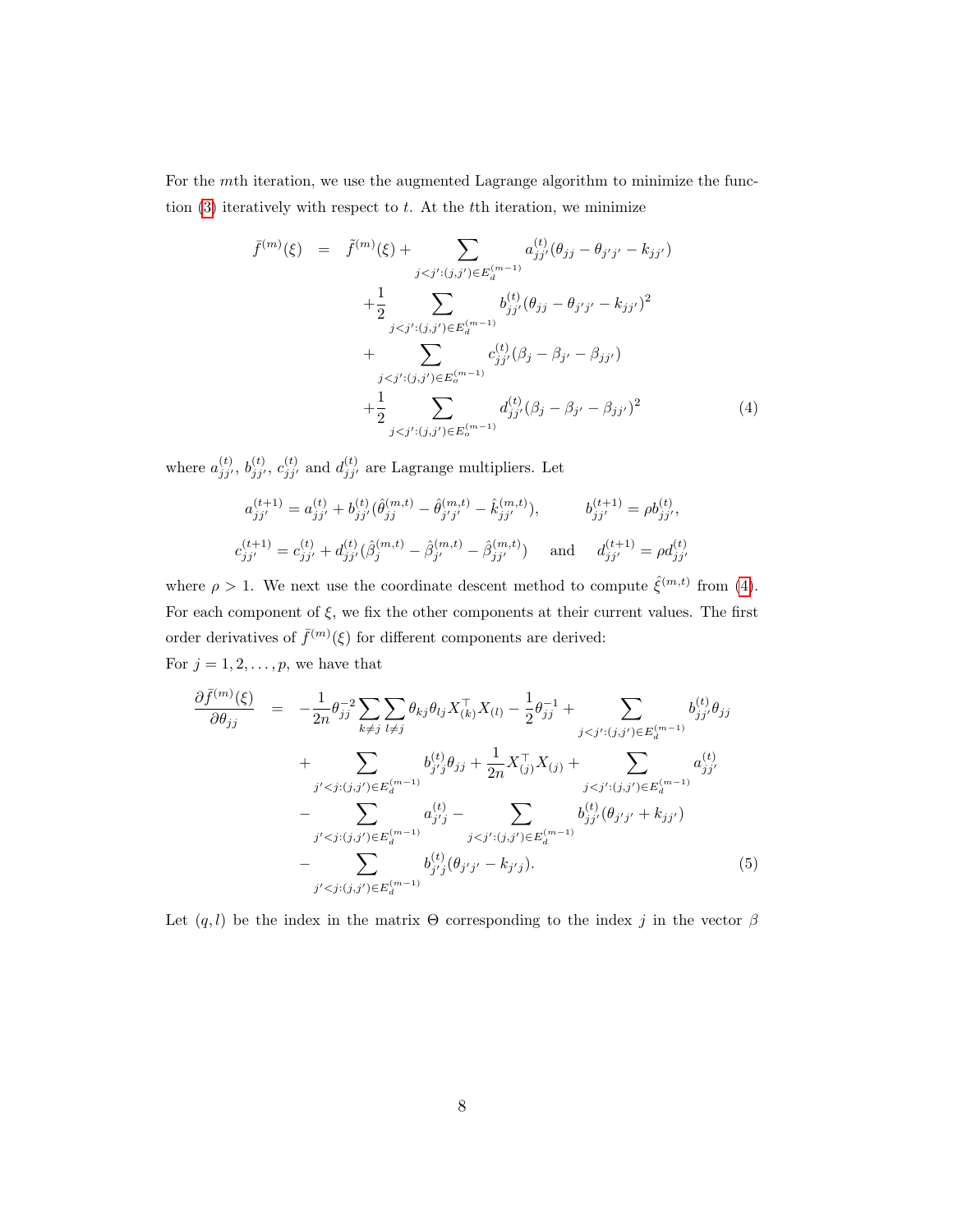For the $m$th iteration, we use the augmented Lagrange algorithm to minimize the function (3) iteratively with respect to $t$. At the $t$th iteration, we minimize

$$
\begin{aligned}
\bar{f}^{(m)}(\xi) &= \tilde{f}^{(m)}(\xi) + \sum_{j<j':(j,j')\in E_d^{(m-1)}} a_{jj'}^{(t)}(\theta_{jj} - \theta_{j'j'} - k_{jj'}) \\
&\quad + \frac{1}{2}\sum_{j<j':(j,j')\in E_d^{(m-1)}} b_{jj'}^{(t)}(\theta_{jj} - \theta_{j'j'} - k_{jj'})^2 \\
&\quad + \sum_{j<j':(j,j')\in E_o^{(m-1)}} c_{jj'}^{(t)}(\beta_j - \beta_{j'} - \beta_{jj'}) \\
&\quad + \frac{1}{2}\sum_{j<j':(j,j')\in E_o^{(m-1)}} d_{jj'}^{(t)}(\beta_j - \beta_{j'} - \beta_{jj'})^2 \qquad (4)
\end{aligned}
$$

where $a_{jj'}^{(t)}$, $b_{jj'}^{(t)}$, $c_{jj'}^{(t)}$ and $d_{jj'}^{(t)}$ are Lagrange multipliers. Let

$$
a_{jj'}^{(t+1)} = a_{jj'}^{(t)} + b_{jj'}^{(t)}(\hat{\theta}_{jj}^{(m,t)} - \hat{\theta}_{j'j'}^{(m,t)} - \hat{k}_{jj'}^{(m,t)}), \qquad b_{jj'}^{(t+1)} = \rho b_{jj'}^{(t)},
$$

$$
c_{jj'}^{(t+1)} = c_{jj'}^{(t)} + d_{jj'}^{(t)}(\hat{\beta}_{j}^{(m,t)} - \hat{\beta}_{j'}^{(m,t)} - \hat{\beta}_{jj'}^{(m,t)}) \quad \text{and} \quad d_{jj'}^{(t+1)} = \rho d_{jj'}^{(t)}
$$

where $\rho > 1$. We next use the coordinate descent method to compute $\hat{\xi}^{(m,t)}$ from (4). For each component of $\xi$, we fix the other components at their current values. The first order derivatives of $\bar{f}^{(m)}(\xi)$ for different components are derived:

For $j = 1, 2, \ldots, p$, we have that

$$
\begin{aligned}
\frac{\partial \bar{f}^{(m)}(\xi)}{\partial \theta_{jj}} &= -\frac{1}{2n}\theta_{jj}^{-2}\sum_{k\neq j}\sum_{l\neq j}\theta_{kj}\theta_{lj}X_{(k)}^\top X_{(l)} - \frac{1}{2}\theta_{jj}^{-1} + \sum_{j<j':(j,j')\in E_d^{(m-1)}} b_{jj'}^{(t)}\theta_{jj} \\
&\quad + \sum_{j'<j:(j,j')\in E_d^{(m-1)}} b_{j'j}^{(t)}\theta_{jj} + \frac{1}{2n}X_{(j)}^\top X_{(j)} + \sum_{j<j':(j,j')\in E_d^{(m-1)}} a_{jj'}^{(t)} \\
&\quad - \sum_{j'<j:(j,j')\in E_d^{(m-1)}} a_{j'j}^{(t)} - \sum_{j<j':(j,j')\in E_d^{(m-1)}} b_{jj'}^{(t)}(\theta_{j'j'} + k_{jj'}) \\
&\quad - \sum_{j'<j:(j,j')\in E_d^{(m-1)}} b_{j'j}^{(t)}(\theta_{j'j'} - k_{j'j}). \qquad (5)
\end{aligned}
$$

Let $(q,l)$ be the index in the matrix $\Theta$ corresponding to the index $j$ in the vector $\beta$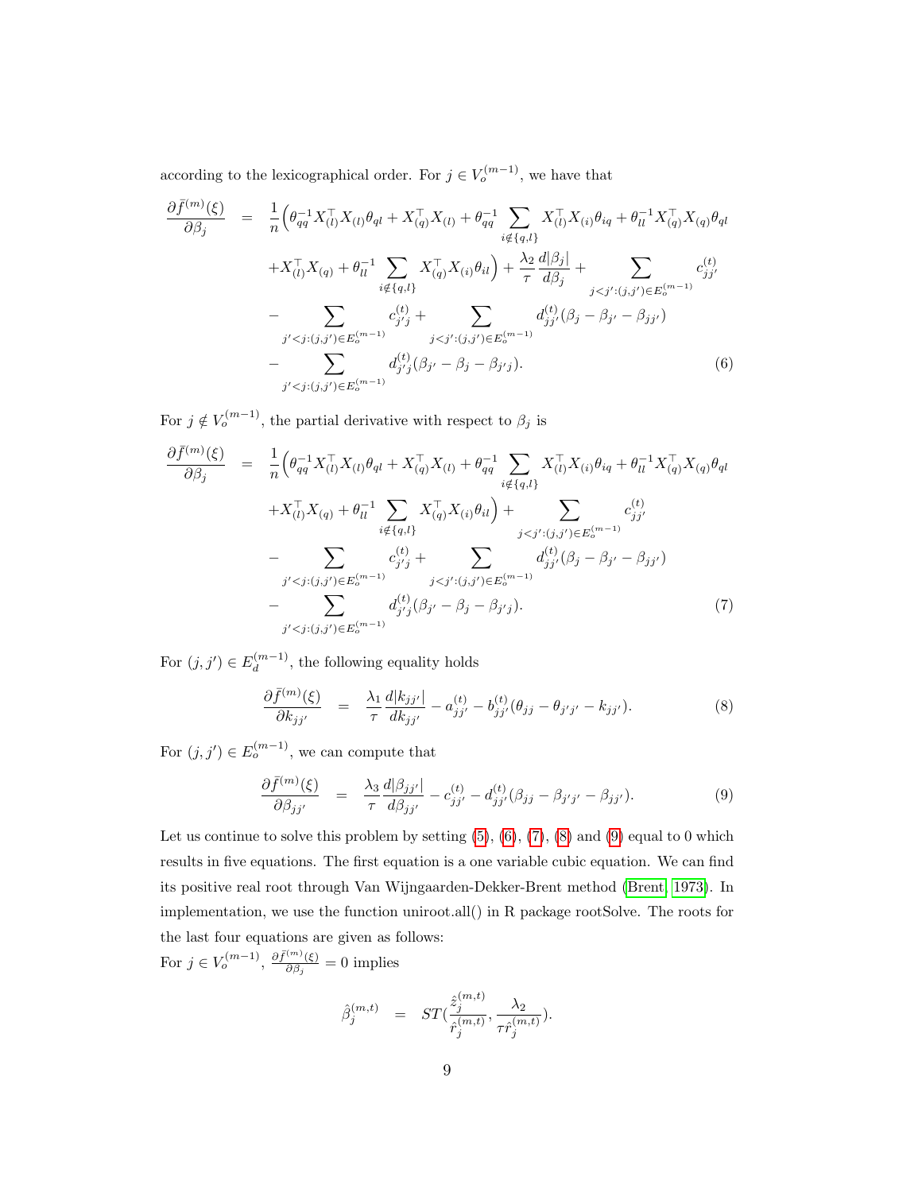according to the lexicographical order. For $j \in V_o^{(m-1)}$, we have that

$$
\begin{aligned}
\frac{\partial \bar{f}^{(m)}(\xi)}{\partial \beta_j} \quad = \quad & \frac{1}{n}\Big(\theta_{qq}^{-1} X_{(l)}^\top X_{(l)} \theta_{ql} + X_{(q)}^\top X_{(l)} + \theta_{qq}^{-1} \sum_{i \notin \{q,l\}} X_{(l)}^\top X_{(i)} \theta_{iq} + \theta_{ll}^{-1} X_{(q)}^\top X_{(q)} \theta_{ql} \\
& + X_{(l)}^\top X_{(q)} + \theta_{ll}^{-1} \sum_{i \notin \{q,l\}} X_{(q)}^\top X_{(i)} \theta_{il}\Big) + \frac{\lambda_2}{\tau} \frac{d|\beta_j|}{d\beta_j} + \sum_{j<j':(j,j')\in E_o^{(m-1)}} c_{jj'}^{(t)} \\
& - \sum_{j'<j:(j,j')\in E_o^{(m-1)}} c_{j'j}^{(t)} + \sum_{j<j':(j,j')\in E_o^{(m-1)}} d_{jj'}^{(t)}(\beta_j - \beta_{j'} - \beta_{jj'}) \\
& - \sum_{j'<j:(j,j')\in E_o^{(m-1)}} d_{j'j}^{(t)}(\beta_{j'} - \beta_j - \beta_{j'j}). \qquad (6)
\end{aligned}
$$

For $j \notin V_o^{(m-1)}$, the partial derivative with respect to $\beta_j$ is

$$
\begin{aligned}
\frac{\partial \bar{f}^{(m)}(\xi)}{\partial \beta_j} \quad = \quad & \frac{1}{n}\Big(\theta_{qq}^{-1} X_{(l)}^\top X_{(l)} \theta_{ql} + X_{(q)}^\top X_{(l)} + \theta_{qq}^{-1} \sum_{i \notin \{q,l\}} X_{(l)}^\top X_{(i)} \theta_{iq} + \theta_{ll}^{-1} X_{(q)}^\top X_{(q)} \theta_{ql} \\
& + X_{(l)}^\top X_{(q)} + \theta_{ll}^{-1} \sum_{i \notin \{q,l\}} X_{(q)}^\top X_{(i)} \theta_{il}\Big) + \sum_{j<j':(j,j')\in E_o^{(m-1)}} c_{jj'}^{(t)} \\
& - \sum_{j'<j:(j,j')\in E_o^{(m-1)}} c_{j'j}^{(t)} + \sum_{j<j':(j,j')\in E_o^{(m-1)}} d_{jj'}^{(t)}(\beta_j - \beta_{j'} - \beta_{jj'}) \\
& - \sum_{j'<j:(j,j')\in E_o^{(m-1)}} d_{j'j}^{(t)}(\beta_{j'} - \beta_j - \beta_{j'j}). \qquad (7)
\end{aligned}
$$

For $(j,j') \in E_d^{(m-1)}$, the following equality holds

$$
\frac{\partial \bar{f}^{(m)}(\xi)}{\partial k_{jj'}} \quad = \quad \frac{\lambda_1}{\tau} \frac{d|k_{jj'}|}{dk_{jj'}} - a_{jj'}^{(t)} - b_{jj'}^{(t)}(\theta_{jj} - \theta_{j'j'} - k_{jj'}). \qquad (8)
$$

For $(j,j') \in E_o^{(m-1)}$, we can compute that

$$
\frac{\partial \bar{f}^{(m)}(\xi)}{\partial \beta_{jj'}} \quad = \quad \frac{\lambda_3}{\tau} \frac{d|\beta_{jj'}|}{d\beta_{jj'}} - c_{jj'}^{(t)} - d_{jj'}^{(t)}(\beta_{jj} - \beta_{j'j'} - \beta_{jj'}). \qquad (9)
$$

Let us continue to solve this problem by setting (5), (6), (7), (8) and (9) equal to 0 which results in five equations. The first equation is a one variable cubic equation. We can find its positive real root through Van Wijngaarden-Dekker-Brent method (Brent, 1973). In implementation, we use the function uniroot.all() in R package rootSolve. The roots for the last four equations are given as follows:

For $j \in V_o^{(m-1)}$, $\frac{\partial \bar{f}^{(m)}(\xi)}{\partial \beta_j} = 0$ implies

$$
\hat{\beta}_j^{(m,t)} \quad = \quad ST\Big(\frac{\hat{z}_j^{(m,t)}}{\hat{r}_j^{(m,t)}}, \frac{\lambda_2}{\tau \hat{r}_j^{(m,t)}}\Big).
$$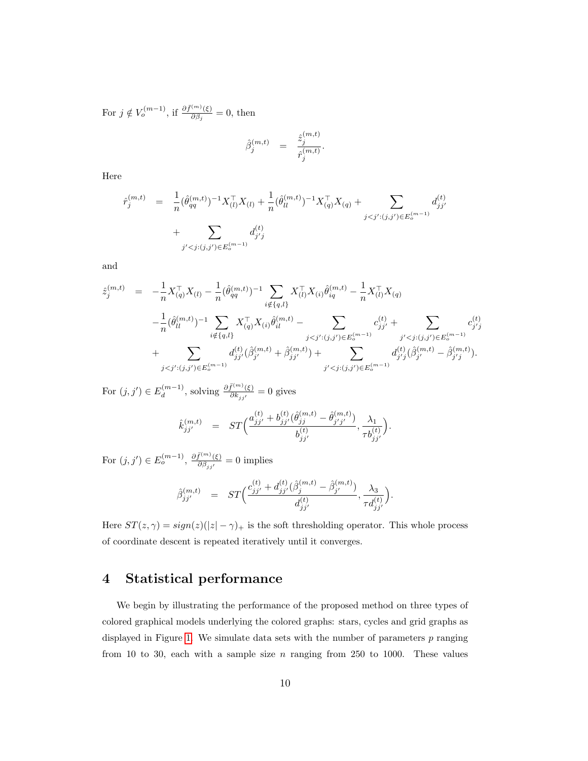For $j \notin V_o^{(m-1)}$, if $\frac{\partial \bar{f}^{(m)}(\xi)}{\partial \beta_j} = 0$, then

$$\hat{\beta}_j^{(m,t)} = \frac{\hat{z}_j^{(m,t)}}{\hat{r}_j^{(m,t)}}.$$

Here

$$\begin{aligned}
\hat{r}_j^{(m,t)} &= \frac{1}{n}(\hat{\theta}_{qq}^{(m,t)})^{-1} X_{(l)}^\top X_{(l)} + \frac{1}{n}(\hat{\theta}_{ll}^{(m,t)})^{-1} X_{(q)}^\top X_{(q)} + \sum_{j<j':(j,j')\in E_o^{(m-1)}} d_{jj'}^{(t)} \\
&\quad + \sum_{j'<j:(j,j')\in E_o^{(m-1)}} d_{j'j}^{(t)}
\end{aligned}$$

and

$$\begin{aligned}
\hat{z}_j^{(m,t)} &= -\frac{1}{n} X_{(q)}^\top X_{(l)} - \frac{1}{n}(\hat{\theta}_{qq}^{(m,t)})^{-1} \sum_{i\notin\{q,l\}} X_{(l)}^\top X_{(i)} \hat{\theta}_{iq}^{(m,t)} - \frac{1}{n} X_{(l)}^\top X_{(q)} \\
&\quad - \frac{1}{n}(\hat{\theta}_{ll}^{(m,t)})^{-1} \sum_{i\notin\{q,l\}} X_{(q)}^\top X_{(i)} \hat{\theta}_{il}^{(m,t)} - \sum_{j<j':(j,j')\in E_o^{(m-1)}} c_{jj'}^{(t)} + \sum_{j'<j:(j,j')\in E_o^{(m-1)}} c_{j'j}^{(t)} \\
&\quad + \sum_{j<j':(j,j')\in E_o^{(m-1)}} d_{jj'}^{(t)} (\hat{\beta}_{j'}^{(m,t)} + \hat{\beta}_{jj'}^{(m,t)}) + \sum_{j'<j:(j,j')\in E_o^{(m-1)}} d_{j'j}^{(t)} (\hat{\beta}_{j'}^{(m,t)} - \hat{\beta}_{j'j}^{(m,t)}).
\end{aligned}$$

For $(j,j') \in E_d^{(m-1)}$, solving $\frac{\partial \bar{f}^{(m)}(\xi)}{\partial k_{jj'}} = 0$ gives

$$\hat{k}_{jj'}^{(m,t)} = ST\Big(\frac{a_{jj'}^{(t)} + b_{jj'}^{(t)}(\hat{\theta}_{jj}^{(m,t)} - \hat{\theta}_{j'j'}^{(m,t)})}{b_{jj'}^{(t)}}, \frac{\lambda_1}{\tau b_{jj'}^{(t)}}\Big).$$

For $(j,j') \in E_o^{(m-1)}$, $\frac{\partial \bar{f}^{(m)}(\xi)}{\partial \beta_{jj'}} = 0$ implies

$$\hat{\beta}_{jj'}^{(m,t)} = ST\Big(\frac{c_{jj'}^{(t)} + d_{jj'}^{(t)}(\hat{\beta}_j^{(m,t)} - \hat{\beta}_{j'}^{(m,t)})}{d_{jj'}^{(t)}}, \frac{\lambda_3}{\tau d_{jj'}^{(t)}}\Big).$$

Here $ST(z,\gamma) = sign(z)(|z| - \gamma)_+$ is the soft thresholding operator. This whole process of coordinate descent is repeated iteratively until it converges.

# 4 Statistical performance

We begin by illustrating the performance of the proposed method on three types of colored graphical models underlying the colored graphs: stars, cycles and grid graphs as displayed in Figure 1. We simulate data sets with the number of parameters $p$ ranging from 10 to 30, each with a sample size $n$ ranging from 250 to 1000. These values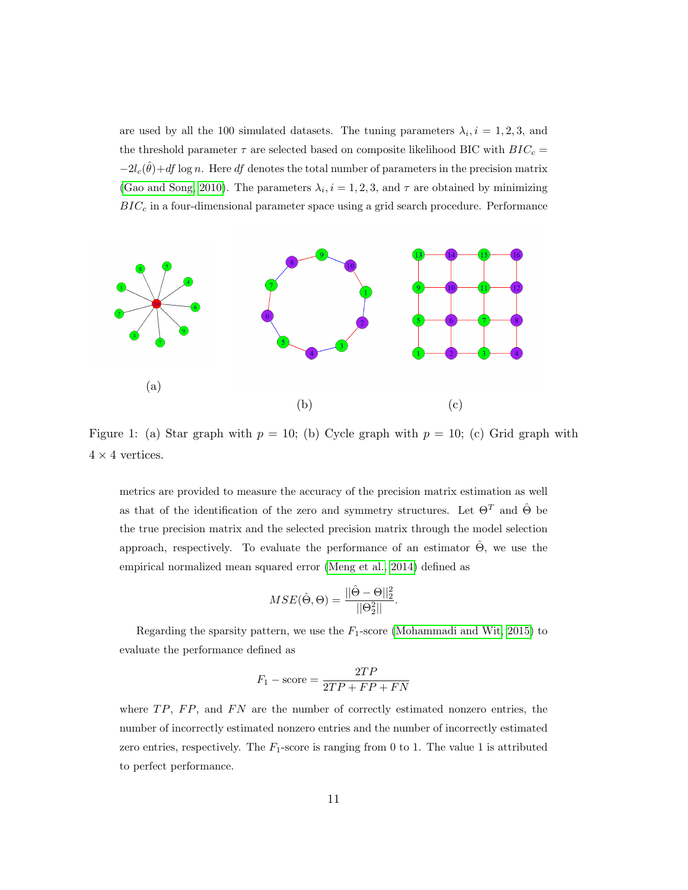are used by all the 100 simulated datasets. The tuning parameters $\lambda_i, i = 1, 2, 3,$ and the threshold parameter $\tau$ are selected based on composite likelihood BIC with $BIC_c = -2l_c(\hat{\theta}) + df \log n$. Here $df$ denotes the total number of parameters in the precision matrix (Gao and Song, 2010). The parameters $\lambda_i, i = 1, 2, 3,$ and $\tau$ are obtained by minimizing $BIC_c$ in a four-dimensional parameter space using a grid search procedure. Performance

Figure 1: (a) Star graph with $p = 10$; (b) Cycle graph with $p = 10$; (c) Grid graph with $4 \times 4$ vertices.

metrics are provided to measure the accuracy of the precision matrix estimation as well as that of the identification of the zero and symmetry structures. Let $\Theta^T$ and $\hat{\Theta}$ be the true precision matrix and the selected precision matrix through the model selection approach, respectively. To evaluate the performance of an estimator $\hat{\Theta}$, we use the empirical normalized mean squared error (Meng et al., 2014) defined as

$$MSE(\hat{\Theta}, \Theta) = \frac{||\hat{\Theta} - \Theta||_2^2}{||\Theta_2^2||}.$$

Regarding the sparsity pattern, we use the $F_1$-score (Mohammadi and Wit, 2015) to evaluate the performance defined as

$$F_1 - \text{score} = \frac{2TP}{2TP + FP + FN}$$

where $TP$, $FP$, and $FN$ are the number of correctly estimated nonzero entries, the number of incorrectly estimated nonzero entries and the number of incorrectly estimated zero entries, respectively. The $F_1$-score is ranging from 0 to 1. The value 1 is attributed to perfect performance.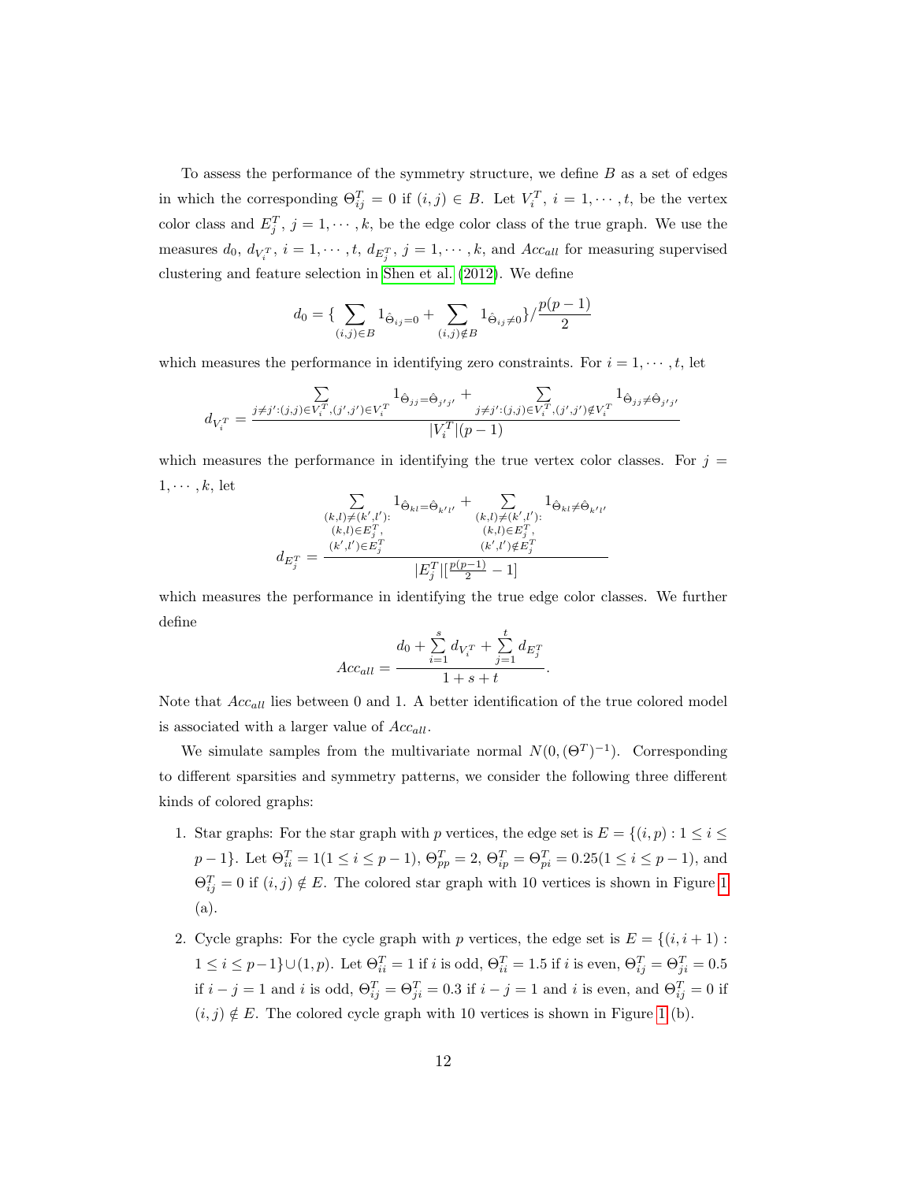To assess the performance of the symmetry structure, we define $B$ as a set of edges in which the corresponding $\Theta^T_{ij} = 0$ if $(i,j) \in B$. Let $V^T_i$, $i = 1, \cdots, t$, be the vertex color class and $E^T_j$, $j = 1, \cdots, k$, be the edge color class of the true graph. We use the measures $d_0$, $d_{V^T_i}$, $i = 1, \cdots, t$, $d_{E^T_j}$, $j = 1, \cdots, k$, and $Acc_{all}$ for measuring supervised clustering and feature selection in Shen et al. (2012). We define

$$d_0 = \{ \sum_{(i,j)\in B} 1_{\hat{\Theta}_{ij}=0} + \sum_{(i,j)\notin B} 1_{\hat{\Theta}_{ij}\neq 0} \} / \frac{p(p-1)}{2}$$

which measures the performance in identifying zero constraints. For $i = 1, \cdots, t$, let

$$d_{V^T_i} = \frac{\sum\limits_{j\neq j':(j,j)\in V^T_i,(j',j')\in V^T_i} 1_{\hat{\Theta}_{jj}=\hat{\Theta}_{j'j'}} + \sum\limits_{j\neq j':(j,j)\in V^T_i,(j',j')\notin V^T_i} 1_{\hat{\Theta}_{jj}\neq\hat{\Theta}_{j'j'}}}{|V^T_i|(p-1)}$$

which measures the performance in identifying the true vertex color classes. For $j = 1, \cdots, k$, let

$$d_{E^T_j} = \frac{\sum\limits_{\substack{(k,l)\neq(k',l'):\\(k,l)\in E^T_j,\\(k',l')\in E^T_j}} 1_{\hat{\Theta}_{kl}=\hat{\Theta}_{k'l'}} + \sum\limits_{\substack{(k,l)\neq(k',l'):\\(k,l)\in E^T_j,\\(k',l')\notin E^T_j}} 1_{\hat{\Theta}_{kl}\neq\hat{\Theta}_{k'l'}}}{|E^T_j|[\frac{p(p-1)}{2} - 1]}$$

which measures the performance in identifying the true edge color classes. We further define

$$Acc_{all} = \frac{d_0 + \sum\limits_{i=1}^{s} d_{V^T_i} + \sum\limits_{j=1}^{t} d_{E^T_j}}{1 + s + t}.$$

Note that $Acc_{all}$ lies between 0 and 1. A better identification of the true colored model is associated with a larger value of $Acc_{all}$.

We simulate samples from the multivariate normal $N(0, (\Theta^T)^{-1})$. Corresponding to different sparsities and symmetry patterns, we consider the following three different kinds of colored graphs:

1. Star graphs: For the star graph with $p$ vertices, the edge set is $E = \{(i,p) : 1 \leq i \leq p-1\}$. Let $\Theta^T_{ii} = 1 (1 \leq i \leq p-1)$, $\Theta^T_{pp} = 2$, $\Theta^T_{ip} = \Theta^T_{pi} = 0.25(1 \leq i \leq p-1)$, and $\Theta^T_{ij} = 0$ if $(i,j) \notin E$. The colored star graph with 10 vertices is shown in Figure 1 (a).

2. Cycle graphs: For the cycle graph with $p$ vertices, the edge set is $E = \{(i, i+1) : 1 \leq i \leq p-1\} \cup (1,p)$. Let $\Theta^T_{ii} = 1$ if $i$ is odd, $\Theta^T_{ii} = 1.5$ if $i$ is even, $\Theta^T_{ij} = \Theta^T_{ji} = 0.5$ if $i - j = 1$ and $i$ is odd, $\Theta^T_{ij} = \Theta^T_{ji} = 0.3$ if $i - j = 1$ and $i$ is even, and $\Theta^T_{ij} = 0$ if $(i,j) \notin E$. The colored cycle graph with 10 vertices is shown in Figure 1 (b).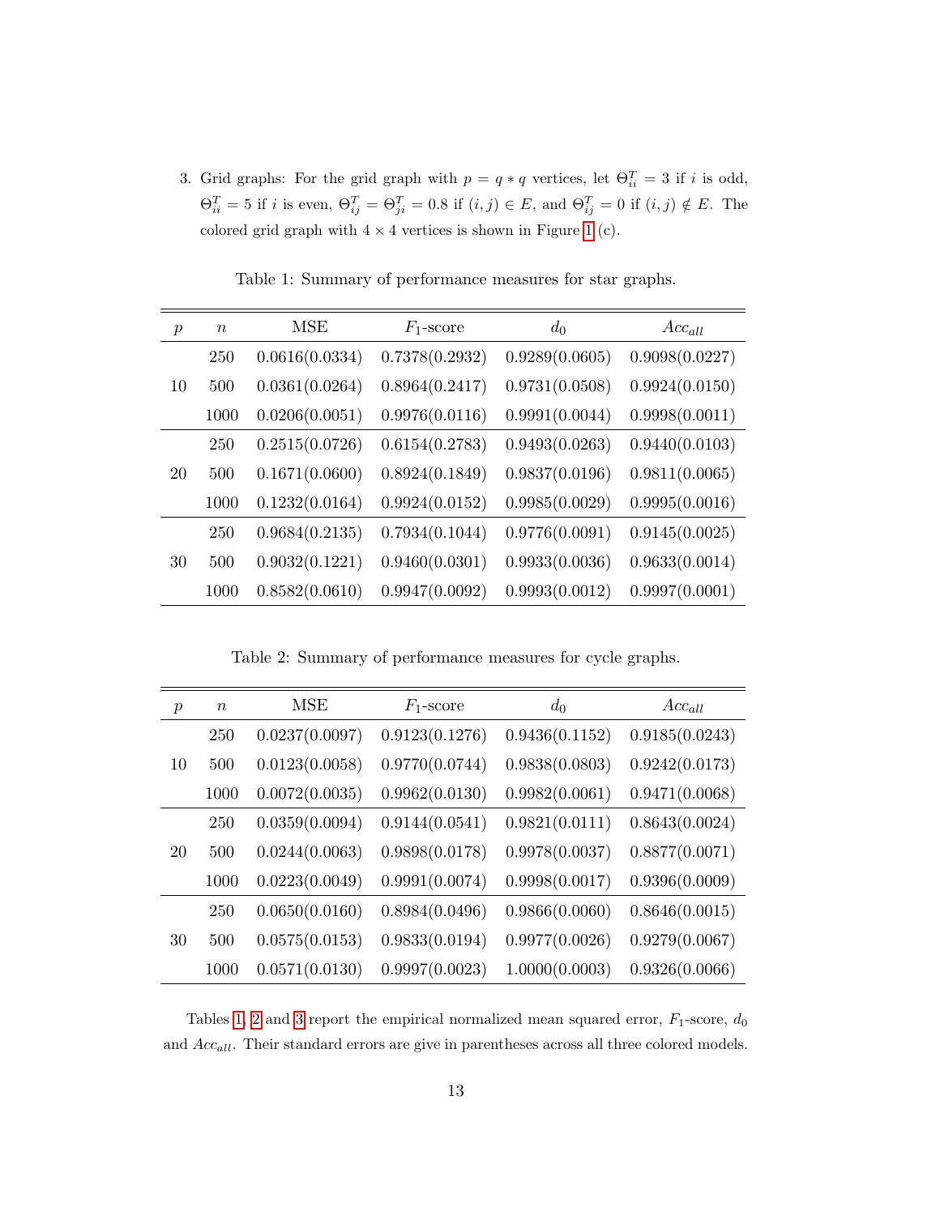3. Grid graphs: For the grid graph with $p = q * q$ vertices, let $\Theta^T_{ii} = 3$ if $i$ is odd, $\Theta^T_{ii} = 5$ if $i$ is even, $\Theta^T_{ij} = \Theta^T_{ji} = 0.8$ if $(i, j) \in E$, and $\Theta^T_{ij} = 0$ if $(i, j) \notin E$. The colored grid graph with $4 \times 4$ vertices is shown in Figure 1 (c).

Table 1: Summary of performance measures for star graphs.

| $p$ | $n$ | MSE | $F_1$-score | $d_0$ | $Acc_{all}$ |
|---|---|---|---|---|---|
| 10 | 250 | 0.0616(0.0334) | 0.7378(0.2932) | 0.9289(0.0605) | 0.9098(0.0227) |
| | 500 | 0.0361(0.0264) | 0.8964(0.2417) | 0.9731(0.0508) | 0.9924(0.0150) |
| | 1000 | 0.0206(0.0051) | 0.9976(0.0116) | 0.9991(0.0044) | 0.9998(0.0011) |
| 20 | 250 | 0.2515(0.0726) | 0.6154(0.2783) | 0.9493(0.0263) | 0.9440(0.0103) |
| | 500 | 0.1671(0.0600) | 0.8924(0.1849) | 0.9837(0.0196) | 0.9811(0.0065) |
| | 1000 | 0.1232(0.0164) | 0.9924(0.0152) | 0.9985(0.0029) | 0.9995(0.0016) |
| 30 | 250 | 0.9684(0.2135) | 0.7934(0.1044) | 0.9776(0.0091) | 0.9145(0.0025) |
| | 500 | 0.9032(0.1221) | 0.9460(0.0301) | 0.9933(0.0036) | 0.9633(0.0014) |
| | 1000 | 0.8582(0.0610) | 0.9947(0.0092) | 0.9993(0.0012) | 0.9997(0.0001) |

Table 2: Summary of performance measures for cycle graphs.

| $p$ | $n$ | MSE | $F_1$-score | $d_0$ | $Acc_{all}$ |
|---|---|---|---|---|---|
| 10 | 250 | 0.0237(0.0097) | 0.9123(0.1276) | 0.9436(0.1152) | 0.9185(0.0243) |
| | 500 | 0.0123(0.0058) | 0.9770(0.0744) | 0.9838(0.0803) | 0.9242(0.0173) |
| | 1000 | 0.0072(0.0035) | 0.9962(0.0130) | 0.9982(0.0061) | 0.9471(0.0068) |
| 20 | 250 | 0.0359(0.0094) | 0.9144(0.0541) | 0.9821(0.0111) | 0.8643(0.0024) |
| | 500 | 0.0244(0.0063) | 0.9898(0.0178) | 0.9978(0.0037) | 0.8877(0.0071) |
| | 1000 | 0.0223(0.0049) | 0.9991(0.0074) | 0.9998(0.0017) | 0.9396(0.0009) |
| 30 | 250 | 0.0650(0.0160) | 0.8984(0.0496) | 0.9866(0.0060) | 0.8646(0.0015) |
| | 500 | 0.0575(0.0153) | 0.9833(0.0194) | 0.9977(0.0026) | 0.9279(0.0067) |
| | 1000 | 0.0571(0.0130) | 0.9997(0.0023) | 1.0000(0.0003) | 0.9326(0.0066) |

Tables 1, 2 and 3 report the empirical normalized mean squared error, $F_1$-score, $d_0$ and $Acc_{all}$. Their standard errors are give in parentheses across all three colored models.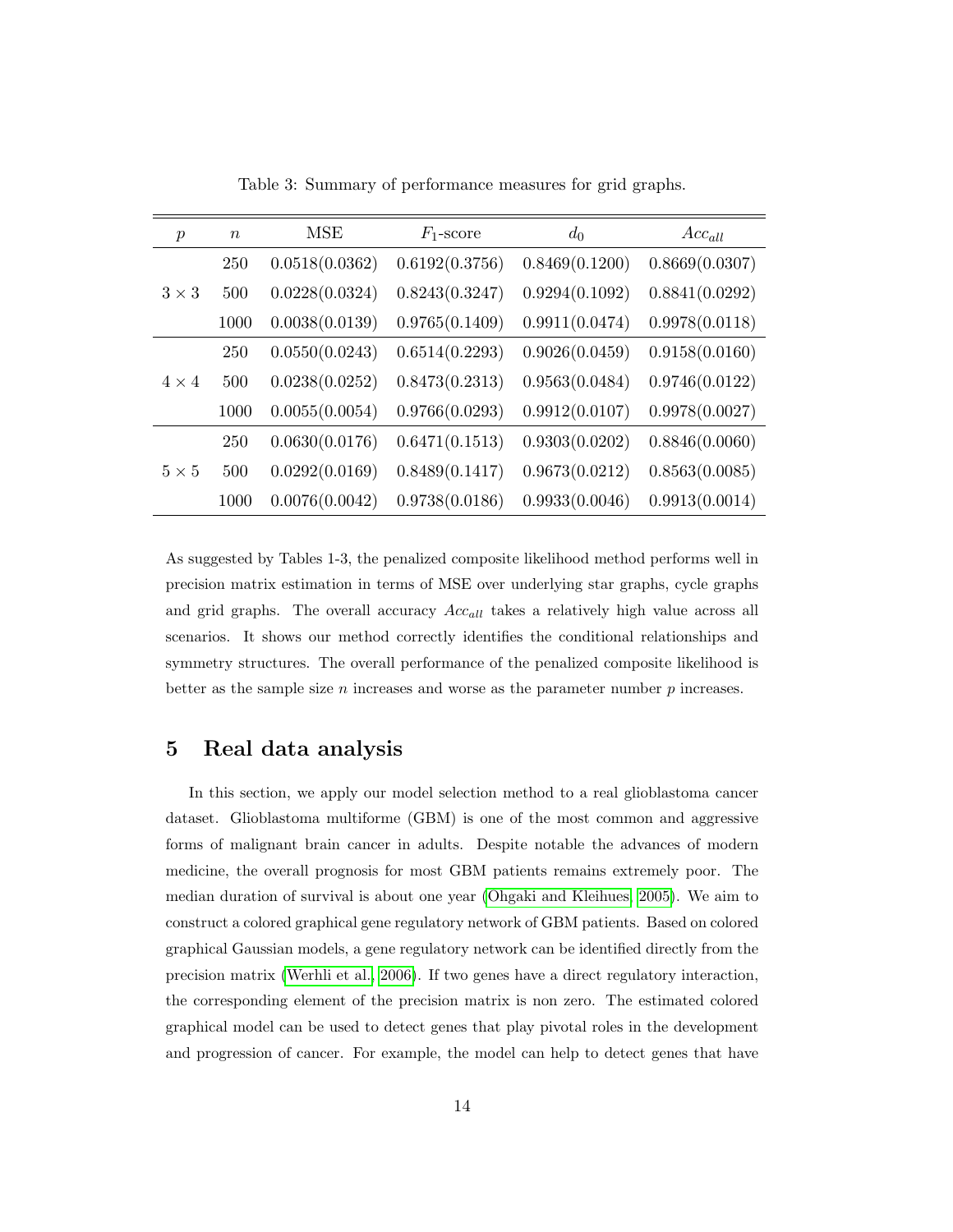Table 3: Summary of performance measures for grid graphs.

| $p$ | $n$ | MSE | $F_1$-score | $d_0$ | $Acc_{all}$ |
|---|---|---|---|---|---|
| | 250 | 0.0518(0.0362) | 0.6192(0.3756) | 0.8469(0.1200) | 0.8669(0.0307) |
| $3 \times 3$ | 500 | 0.0228(0.0324) | 0.8243(0.3247) | 0.9294(0.1092) | 0.8841(0.0292) |
| | 1000 | 0.0038(0.0139) | 0.9765(0.1409) | 0.9911(0.0474) | 0.9978(0.0118) |
| | 250 | 0.0550(0.0243) | 0.6514(0.2293) | 0.9026(0.0459) | 0.9158(0.0160) |
| $4 \times 4$ | 500 | 0.0238(0.0252) | 0.8473(0.2313) | 0.9563(0.0484) | 0.9746(0.0122) |
| | 1000 | 0.0055(0.0054) | 0.9766(0.0293) | 0.9912(0.0107) | 0.9978(0.0027) |
| | 250 | 0.0630(0.0176) | 0.6471(0.1513) | 0.9303(0.0202) | 0.8846(0.0060) |
| $5 \times 5$ | 500 | 0.0292(0.0169) | 0.8489(0.1417) | 0.9673(0.0212) | 0.8563(0.0085) |
| | 1000 | 0.0076(0.0042) | 0.9738(0.0186) | 0.9933(0.0046) | 0.9913(0.0014) |

As suggested by Tables 1-3, the penalized composite likelihood method performs well in precision matrix estimation in terms of MSE over underlying star graphs, cycle graphs and grid graphs. The overall accuracy $Acc_{all}$ takes a relatively high value across all scenarios. It shows our method correctly identifies the conditional relationships and symmetry structures. The overall performance of the penalized composite likelihood is better as the sample size $n$ increases and worse as the parameter number $p$ increases.

## 5 Real data analysis

In this section, we apply our model selection method to a real glioblastoma cancer dataset. Glioblastoma multiforme (GBM) is one of the most common and aggressive forms of malignant brain cancer in adults. Despite notable the advances of modern medicine, the overall prognosis for most GBM patients remains extremely poor. The median duration of survival is about one year (Ohgaki and Kleihues, 2005). We aim to construct a colored graphical gene regulatory network of GBM patients. Based on colored graphical Gaussian models, a gene regulatory network can be identified directly from the precision matrix (Werhli et al., 2006). If two genes have a direct regulatory interaction, the corresponding element of the precision matrix is non zero. The estimated colored graphical model can be used to detect genes that play pivotal roles in the development and progression of cancer. For example, the model can help to detect genes that have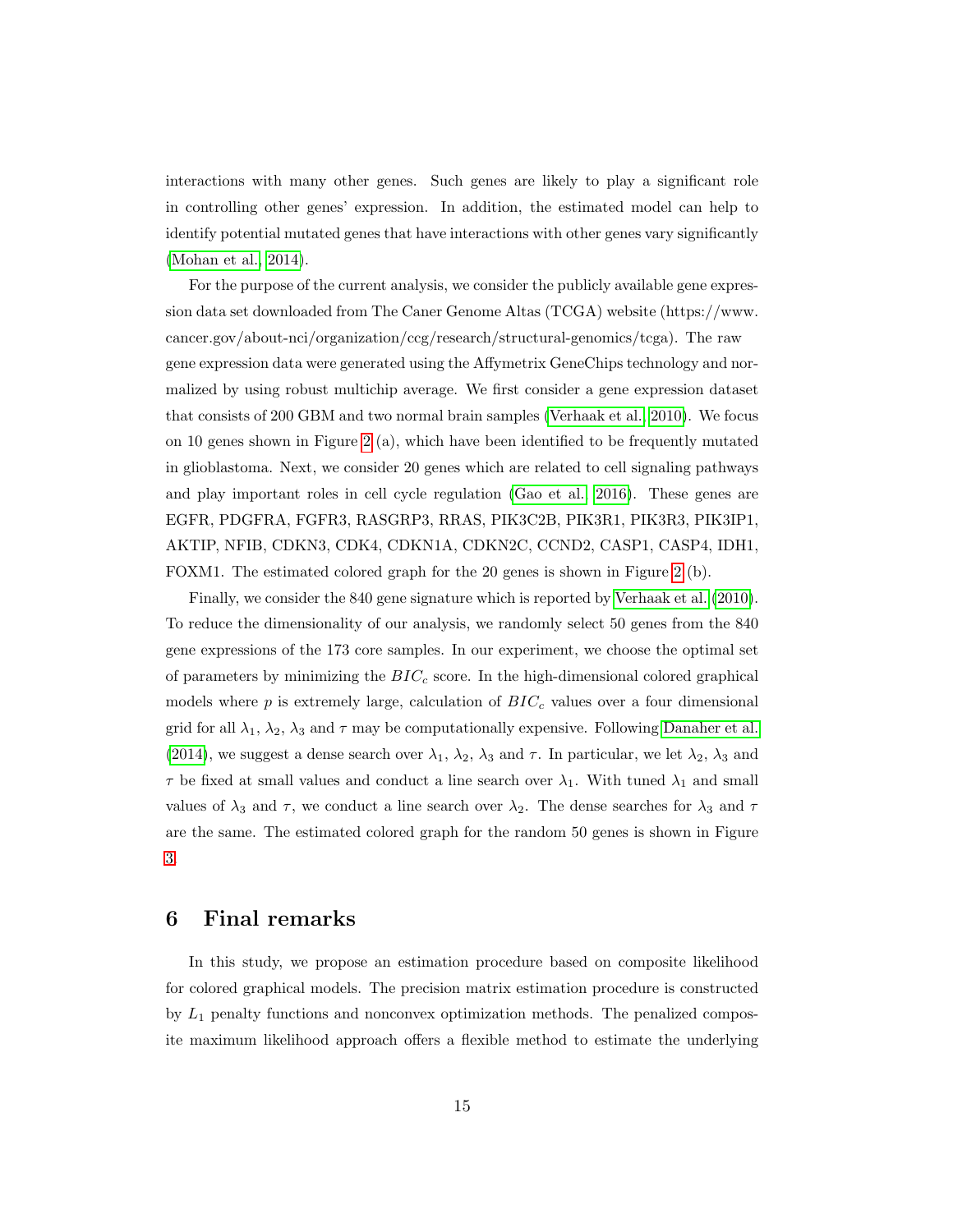interactions with many other genes. Such genes are likely to play a significant role in controlling other genes' expression. In addition, the estimated model can help to identify potential mutated genes that have interactions with other genes vary significantly (Mohan et al., 2014).

For the purpose of the current analysis, we consider the publicly available gene expression data set downloaded from The Caner Genome Altas (TCGA) website (https://www.cancer.gov/about-nci/organization/ccg/research/structural-genomics/tcga). The raw gene expression data were generated using the Affymetrix GeneChips technology and normalized by using robust multichip average. We first consider a gene expression dataset that consists of 200 GBM and two normal brain samples (Verhaak et al., 2010). We focus on 10 genes shown in Figure 2 (a), which have been identified to be frequently mutated in glioblastoma. Next, we consider 20 genes which are related to cell signaling pathways and play important roles in cell cycle regulation (Gao et al., 2016). These genes are EGFR, PDGFRA, FGFR3, RASGRP3, RRAS, PIK3C2B, PIK3R1, PIK3R3, PIK3IP1, AKTIP, NFIB, CDKN3, CDK4, CDKN1A, CDKN2C, CCND2, CASP1, CASP4, IDH1, FOXM1. The estimated colored graph for the 20 genes is shown in Figure 2 (b).

Finally, we consider the 840 gene signature which is reported by Verhaak et al. (2010). To reduce the dimensionality of our analysis, we randomly select 50 genes from the 840 gene expressions of the 173 core samples. In our experiment, we choose the optimal set of parameters by minimizing the $BIC_c$ score. In the high-dimensional colored graphical models where $p$ is extremely large, calculation of $BIC_c$ values over a four dimensional grid for all $\lambda_1$, $\lambda_2$, $\lambda_3$ and $\tau$ may be computationally expensive. Following Danaher et al. (2014), we suggest a dense search over $\lambda_1$, $\lambda_2$, $\lambda_3$ and $\tau$. In particular, we let $\lambda_2$, $\lambda_3$ and $\tau$ be fixed at small values and conduct a line search over $\lambda_1$. With tuned $\lambda_1$ and small values of $\lambda_3$ and $\tau$, we conduct a line search over $\lambda_2$. The dense searches for $\lambda_3$ and $\tau$ are the same. The estimated colored graph for the random 50 genes is shown in Figure 3.

# 6 Final remarks

In this study, we propose an estimation procedure based on composite likelihood for colored graphical models. The precision matrix estimation procedure is constructed by $L_1$ penalty functions and nonconvex optimization methods. The penalized composite maximum likelihood approach offers a flexible method to estimate the underlying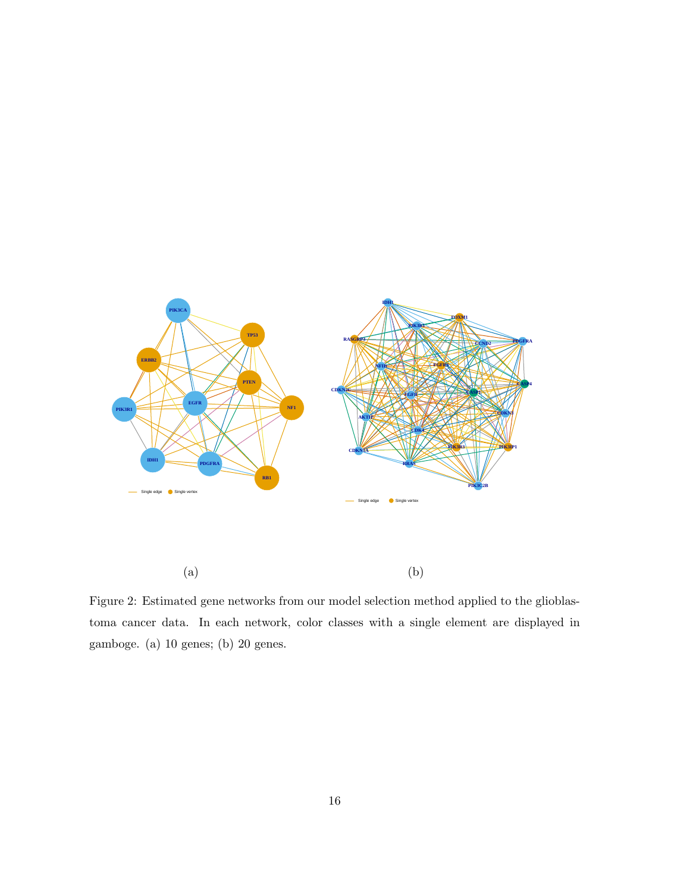(a)

(b)

Figure 2: Estimated gene networks from our model selection method applied to the glioblastoma cancer data. In each network, color classes with a single element are displayed in gamboge. (a) 10 genes; (b) 20 genes.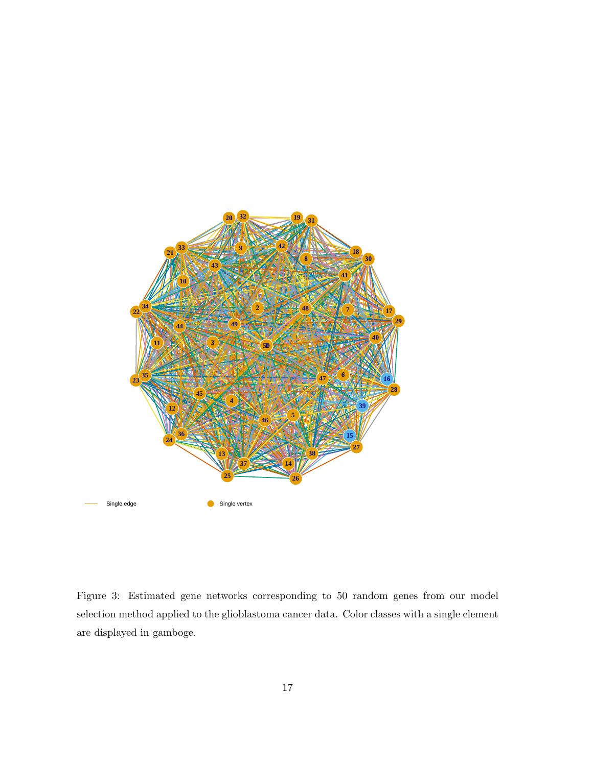Figure 3: Estimated gene networks corresponding to 50 random genes from our model selection method applied to the glioblastoma cancer data. Color classes with a single element are displayed in gamboge.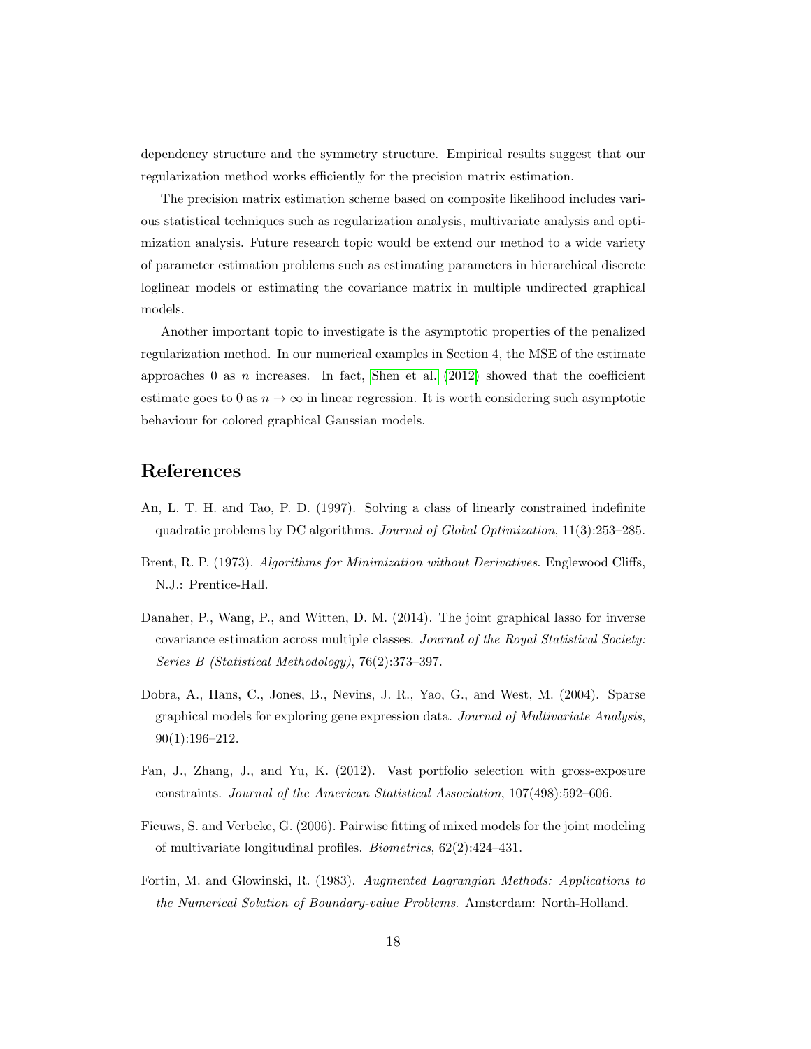dependency structure and the symmetry structure. Empirical results suggest that our regularization method works efficiently for the precision matrix estimation.

The precision matrix estimation scheme based on composite likelihood includes various statistical techniques such as regularization analysis, multivariate analysis and optimization analysis. Future research topic would be extend our method to a wide variety of parameter estimation problems such as estimating parameters in hierarchical discrete loglinear models or estimating the covariance matrix in multiple undirected graphical models.

Another important topic to investigate is the asymptotic properties of the penalized regularization method. In our numerical examples in Section 4, the MSE of the estimate approaches 0 as $n$ increases. In fact, Shen et al. (2012) showed that the coefficient estimate goes to 0 as $n \to \infty$ in linear regression. It is worth considering such asymptotic behaviour for colored graphical Gaussian models.

# References

An, L. T. H. and Tao, P. D. (1997). Solving a class of linearly constrained indefinite quadratic problems by DC algorithms. *Journal of Global Optimization*, 11(3):253–285.

Brent, R. P. (1973). *Algorithms for Minimization without Derivatives*. Englewood Cliffs, N.J.: Prentice-Hall.

Danaher, P., Wang, P., and Witten, D. M. (2014). The joint graphical lasso for inverse covariance estimation across multiple classes. *Journal of the Royal Statistical Society: Series B (Statistical Methodology)*, 76(2):373–397.

Dobra, A., Hans, C., Jones, B., Nevins, J. R., Yao, G., and West, M. (2004). Sparse graphical models for exploring gene expression data. *Journal of Multivariate Analysis*, 90(1):196–212.

Fan, J., Zhang, J., and Yu, K. (2012). Vast portfolio selection with gross-exposure constraints. *Journal of the American Statistical Association*, 107(498):592–606.

Fieuws, S. and Verbeke, G. (2006). Pairwise fitting of mixed models for the joint modeling of multivariate longitudinal profiles. *Biometrics*, 62(2):424–431.

Fortin, M. and Glowinski, R. (1983). *Augmented Lagrangian Methods: Applications to the Numerical Solution of Boundary-value Problems.* Amsterdam: North-Holland.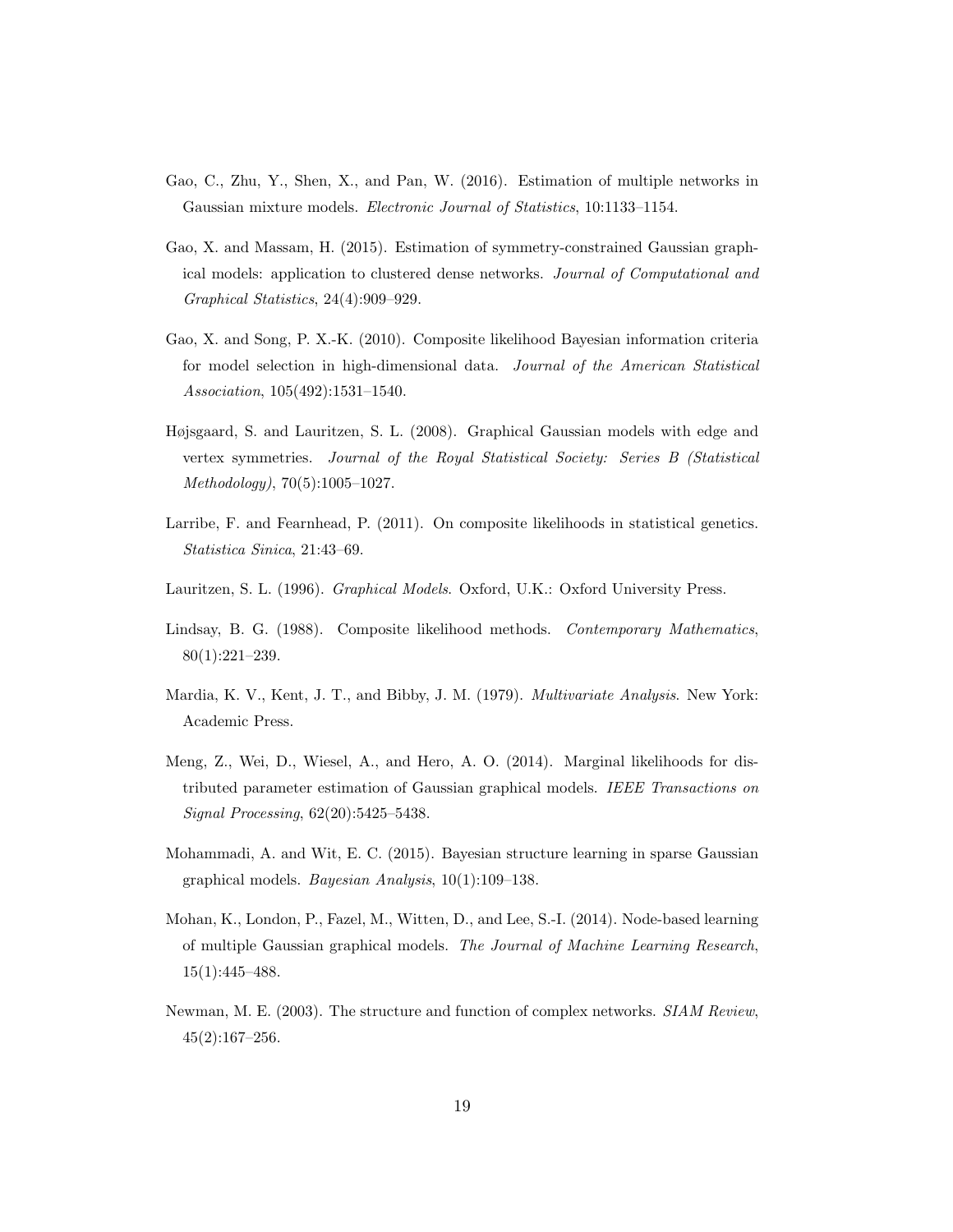Gao, C., Zhu, Y., Shen, X., and Pan, W. (2016). Estimation of multiple networks in Gaussian mixture models. *Electronic Journal of Statistics*, 10:1133–1154.

Gao, X. and Massam, H. (2015). Estimation of symmetry-constrained Gaussian graphical models: application to clustered dense networks. *Journal of Computational and Graphical Statistics*, 24(4):909–929.

Gao, X. and Song, P. X.-K. (2010). Composite likelihood Bayesian information criteria for model selection in high-dimensional data. *Journal of the American Statistical Association*, 105(492):1531–1540.

Højsgaard, S. and Lauritzen, S. L. (2008). Graphical Gaussian models with edge and vertex symmetries. *Journal of the Royal Statistical Society: Series B (Statistical Methodology)*, 70(5):1005–1027.

Larribe, F. and Fearnhead, P. (2011). On composite likelihoods in statistical genetics. *Statistica Sinica*, 21:43–69.

Lauritzen, S. L. (1996). *Graphical Models*. Oxford, U.K.: Oxford University Press.

Lindsay, B. G. (1988). Composite likelihood methods. *Contemporary Mathematics*, 80(1):221–239.

Mardia, K. V., Kent, J. T., and Bibby, J. M. (1979). *Multivariate Analysis*. New York: Academic Press.

Meng, Z., Wei, D., Wiesel, A., and Hero, A. O. (2014). Marginal likelihoods for distributed parameter estimation of Gaussian graphical models. *IEEE Transactions on Signal Processing*, 62(20):5425–5438.

Mohammadi, A. and Wit, E. C. (2015). Bayesian structure learning in sparse Gaussian graphical models. *Bayesian Analysis*, 10(1):109–138.

Mohan, K., London, P., Fazel, M., Witten, D., and Lee, S.-I. (2014). Node-based learning of multiple Gaussian graphical models. *The Journal of Machine Learning Research*, 15(1):445–488.

Newman, M. E. (2003). The structure and function of complex networks. *SIAM Review*, 45(2):167–256.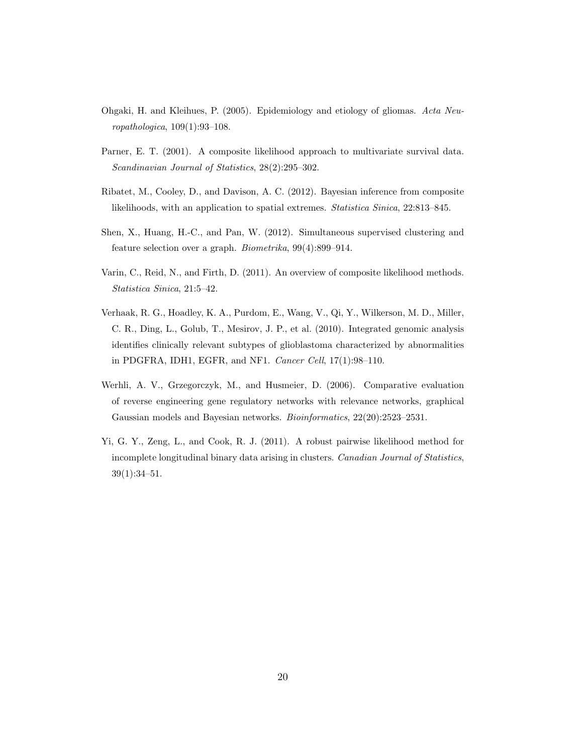Ohgaki, H. and Kleihues, P. (2005). Epidemiology and etiology of gliomas. *Acta Neuropathologica*, 109(1):93–108.

Parner, E. T. (2001). A composite likelihood approach to multivariate survival data. *Scandinavian Journal of Statistics*, 28(2):295–302.

Ribatet, M., Cooley, D., and Davison, A. C. (2012). Bayesian inference from composite likelihoods, with an application to spatial extremes. *Statistica Sinica*, 22:813–845.

Shen, X., Huang, H.-C., and Pan, W. (2012). Simultaneous supervised clustering and feature selection over a graph. *Biometrika*, 99(4):899–914.

Varin, C., Reid, N., and Firth, D. (2011). An overview of composite likelihood methods. *Statistica Sinica*, 21:5–42.

Verhaak, R. G., Hoadley, K. A., Purdom, E., Wang, V., Qi, Y., Wilkerson, M. D., Miller, C. R., Ding, L., Golub, T., Mesirov, J. P., et al. (2010). Integrated genomic analysis identifies clinically relevant subtypes of glioblastoma characterized by abnormalities in PDGFRA, IDH1, EGFR, and NF1. *Cancer Cell*, 17(1):98–110.

Werhli, A. V., Grzegorczyk, M., and Husmeier, D. (2006). Comparative evaluation of reverse engineering gene regulatory networks with relevance networks, graphical Gaussian models and Bayesian networks. *Bioinformatics*, 22(20):2523–2531.

Yi, G. Y., Zeng, L., and Cook, R. J. (2011). A robust pairwise likelihood method for incomplete longitudinal binary data arising in clusters. *Canadian Journal of Statistics*, 39(1):34–51.